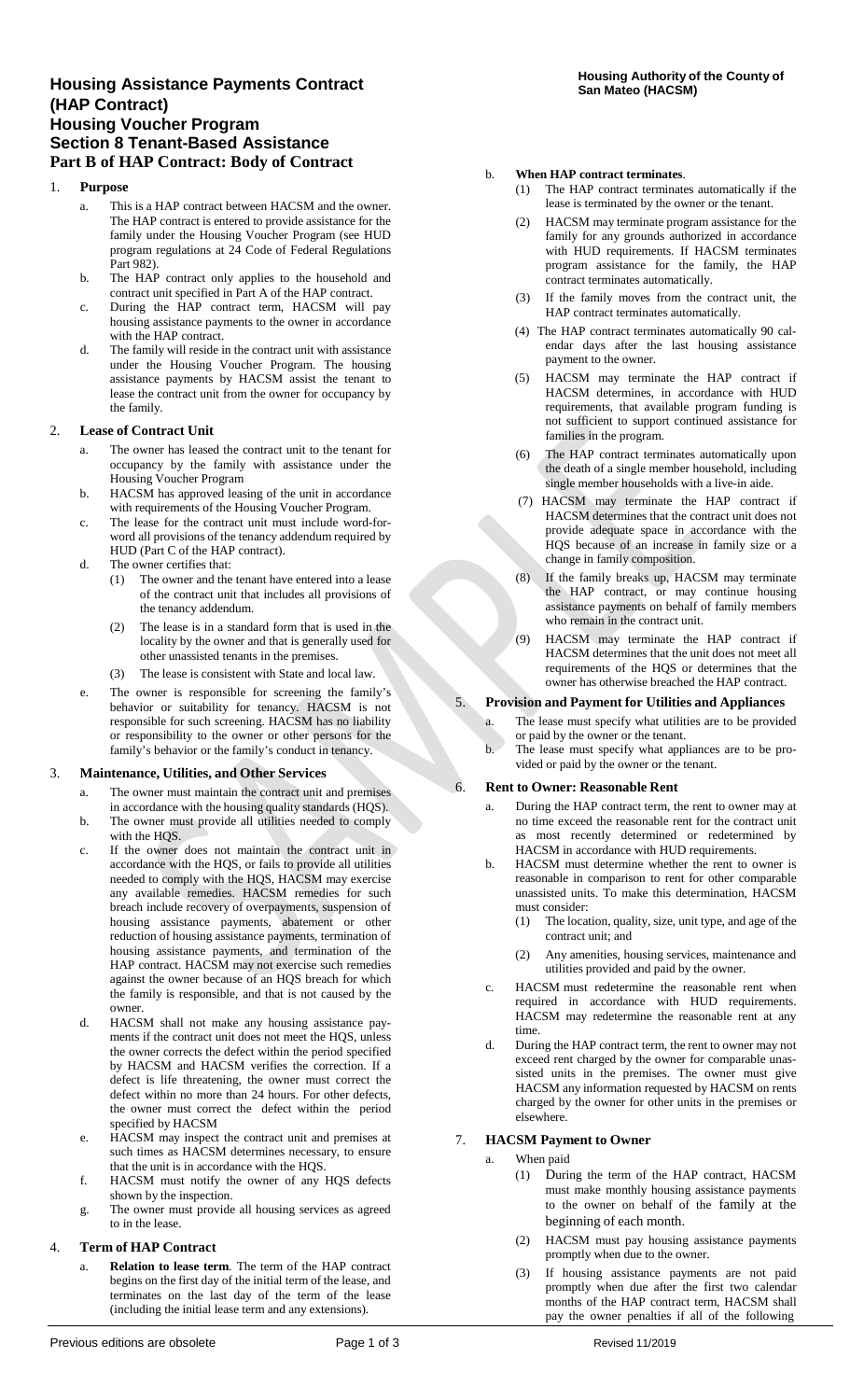# Housing Assistance Payments Contract (HAP Contract)
# Housing Voucher Program
# Section 8 Tenant-Based Assistance
# Part B of HAP Contract: Body of Contract

**Housing Authority of the County of San Mateo (HACSM)**

1. **Purpose**
   a. This is a HAP contract between HACSM and the owner. The HAP contract is entered to provide assistance for the family under the Housing Voucher Program (see HUD program regulations at 24 Code of Federal Regulations Part 982).
   b. The HAP contract only applies to the household and contract unit specified in Part A of the HAP contract.
   c. During the HAP contract term, HACSM will pay housing assistance payments to the owner in accordance with the HAP contract.
   d. The family will reside in the contract unit with assistance under the Housing Voucher Program. The housing assistance payments by HACSM assist the tenant to lease the contract unit from the owner for occupancy by the family.

2. **Lease of Contract Unit**
   a. The owner has leased the contract unit to the tenant for occupancy by the family with assistance under the Housing Voucher Program
   b. HACSM has approved leasing of the unit in accordance with requirements of the Housing Voucher Program.
   c. The lease for the contract unit must include word-for-word all provisions of the tenancy addendum required by HUD (Part C of the HAP contract).
   d. The owner certifies that:
      (1) The owner and the tenant have entered into a lease of the contract unit that includes all provisions of the tenancy addendum.
      (2) The lease is in a standard form that is used in the locality by the owner and that is generally used for other unassisted tenants in the premises.
      (3) The lease is consistent with State and local law.
   e. The owner is responsible for screening the family's behavior or suitability for tenancy. HACSM is not responsible for such screening. HACSM has no liability or responsibility to the owner or other persons for the family's behavior or the family's conduct in tenancy.

3. **Maintenance, Utilities, and Other Services**
   a. The owner must maintain the contract unit and premises in accordance with the housing quality standards (HQS).
   b. The owner must provide all utilities needed to comply with the HQS.
   c. If the owner does not maintain the contract unit in accordance with the HQS, or fails to provide all utilities needed to comply with the HQS, HACSM may exercise any available remedies. HACSM remedies for such breach include recovery of overpayments, suspension of housing assistance payments, abatement or other reduction of housing assistance payments, termination of housing assistance payments, and termination of the HAP contract. HACSM may not exercise such remedies against the owner because of an HQS breach for which the family is responsible, and that is not caused by the owner.
   d. HACSM shall not make any housing assistance payments if the contract unit does not meet the HQS, unless the owner corrects the defect within the period specified by HACSM and HACSM verifies the correction. If a defect is life threatening, the owner must correct the defect within no more than 24 hours. For other defects, the owner must correct the defect within the period specified by HACSM
   e. HACSM may inspect the contract unit and premises at such times as HACSM determines necessary, to ensure that the unit is in accordance with the HQS.
   f. HACSM must notify the owner of any HQS defects shown by the inspection.
   g. The owner must provide all housing services as agreed to in the lease.

4. **Term of HAP Contract**
   a. **Relation to lease term**. The term of the HAP contract begins on the first day of the initial term of the lease, and terminates on the last day of the term of the lease (including the initial lease term and any extensions).
   b. **When HAP contract terminates**.
      (1) The HAP contract terminates automatically if the lease is terminated by the owner or the tenant.
      (2) HACSM may terminate program assistance for the family for any grounds authorized in accordance with HUD requirements. If HACSM terminates program assistance for the family, the HAP contract terminates automatically.
      (3) If the family moves from the contract unit, the HAP contract terminates automatically.
      (4) The HAP contract terminates automatically 90 calendar days after the last housing assistance payment to the owner.
      (5) HACSM may terminate the HAP contract if HACSM determines, in accordance with HUD requirements, that available program funding is not sufficient to support continued assistance for families in the program.
      (6) The HAP contract terminates automatically upon the death of a single member household, including single member households with a live-in aide.
      (7) HACSM may terminate the HAP contract if HACSM determines that the contract unit does not provide adequate space in accordance with the HQS because of an increase in family size or a change in family composition.
      (8) If the family breaks up, HACSM may terminate the HAP contract, or may continue housing assistance payments on behalf of family members who remain in the contract unit.
      (9) HACSM may terminate the HAP contract if HACSM determines that the unit does not meet all requirements of the HQS or determines that the owner has otherwise breached the HAP contract.

5. **Provision and Payment for Utilities and Appliances**
   a. The lease must specify what utilities are to be provided or paid by the owner or the tenant.
   b. The lease must specify what appliances are to be provided or paid by the owner or the tenant.

6. **Rent to Owner: Reasonable Rent**
   a. During the HAP contract term, the rent to owner may at no time exceed the reasonable rent for the contract unit as most recently determined or redetermined by HACSM in accordance with HUD requirements.
   b. HACSM must determine whether the rent to owner is reasonable in comparison to rent for other comparable unassisted units. To make this determination, HACSM must consider:
      (1) The location, quality, size, unit type, and age of the contract unit; and
      (2) Any amenities, housing services, maintenance and utilities provided and paid by the owner.
   c. HACSM must redetermine the reasonable rent when required in accordance with HUD requirements. HACSM may redetermine the reasonable rent at any time.
   d. During the HAP contract term, the rent to owner may not exceed rent charged by the owner for comparable unassisted units in the premises. The owner must give HACSM any information requested by HACSM on rents charged by the owner for other units in the premises or elsewhere.

7. **HACSM Payment to Owner**
   a. When paid
      (1) During the term of the HAP contract, HACSM must make monthly housing assistance payments to the owner on behalf of the family at the beginning of each month.
      (2) HACSM must pay housing assistance payments promptly when due to the owner.
      (3) If housing assistance payments are not paid promptly when due after the first two calendar months of the HAP contract term, HACSM shall pay the owner penalties if all of the following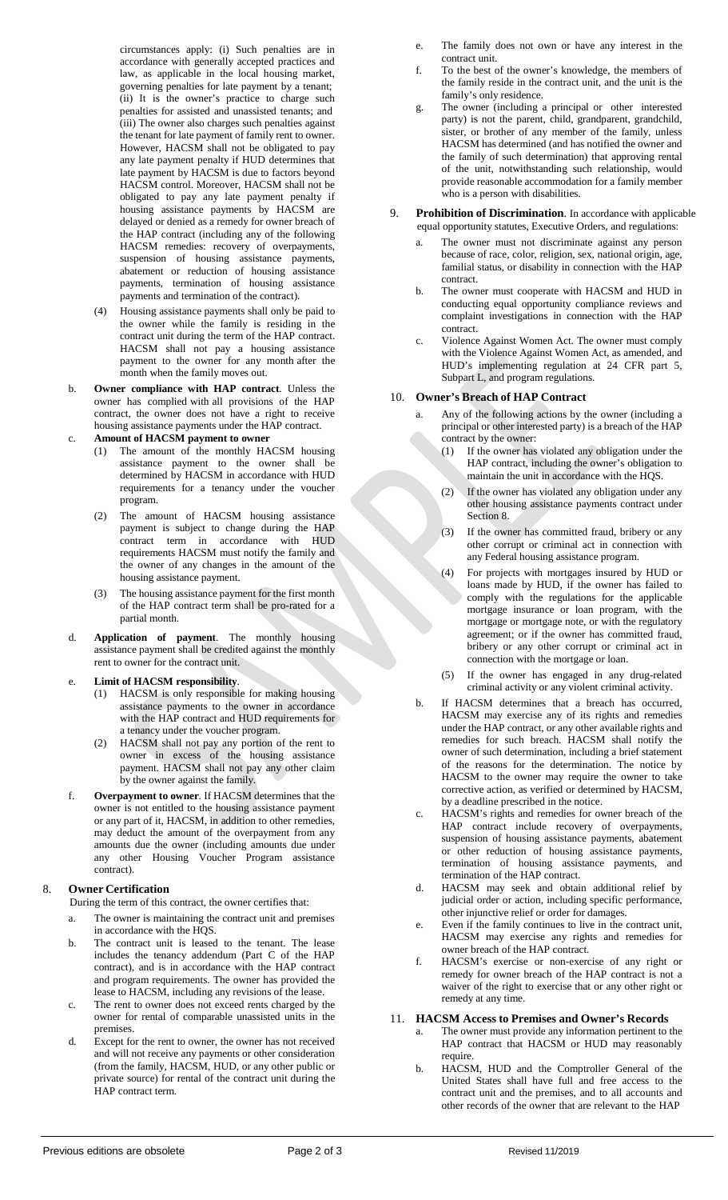circumstances apply: (i) Such penalties are in accordance with generally accepted practices and law, as applicable in the local housing market, governing penalties for late payment by a tenant; (ii) It is the owner's practice to charge such penalties for assisted and unassisted tenants; and (iii) The owner also charges such penalties against the tenant for late payment of family rent to owner. However, HACSM shall not be obligated to pay any late payment penalty if HUD determines that late payment by HACSM is due to factors beyond HACSM control. Moreover, HACSM shall not be obligated to pay any late payment penalty if housing assistance payments by HACSM are delayed or denied as a remedy for owner breach of the HAP contract (including any of the following HACSM remedies: recovery of overpayments, suspension of housing assistance payments, abatement or reduction of housing assistance payments, termination of housing assistance payments and termination of the contract).

(4) Housing assistance payments shall only be paid to the owner while the family is residing in the contract unit during the term of the HAP contract. HACSM shall not pay a housing assistance payment to the owner for any month after the month when the family moves out.

b. **Owner compliance with HAP contract**. Unless the owner has complied with all provisions of the HAP contract, the owner does not have a right to receive housing assistance payments under the HAP contract.

c. **Amount of HACSM payment to owner**

(1) The amount of the monthly HACSM housing assistance payment to the owner shall be determined by HACSM in accordance with HUD requirements for a tenancy under the voucher program.

(2) The amount of HACSM housing assistance payment is subject to change during the HAP contract term in accordance with HUD requirements HACSM must notify the family and the owner of any changes in the amount of the housing assistance payment.

(3) The housing assistance payment for the first month of the HAP contract term shall be pro-rated for a partial month.

d. **Application of payment**. The monthly housing assistance payment shall be credited against the monthly rent to owner for the contract unit.

e. **Limit of HACSM responsibility**.

(1) HACSM is only responsible for making housing assistance payments to the owner in accordance with the HAP contract and HUD requirements for a tenancy under the voucher program.

(2) HACSM shall not pay any portion of the rent to owner in excess of the housing assistance payment. HACSM shall not pay any other claim by the owner against the family.

f. **Overpayment to owner**. If HACSM determines that the owner is not entitled to the housing assistance payment or any part of it, HACSM, in addition to other remedies, may deduct the amount of the overpayment from any amounts due the owner (including amounts due under any other Housing Voucher Program assistance contract).

## 8. Owner Certification

During the term of this contract, the owner certifies that:

a. The owner is maintaining the contract unit and premises in accordance with the HQS.

b. The contract unit is leased to the tenant. The lease includes the tenancy addendum (Part C of the HAP contract), and is in accordance with the HAP contract and program requirements. The owner has provided the lease to HACSM, including any revisions of the lease.

c. The rent to owner does not exceed rents charged by the owner for rental of comparable unassisted units in the premises.

d. Except for the rent to owner, the owner has not received and will not receive any payments or other consideration (from the family, HACSM, HUD, or any other public or private source) for rental of the contract unit during the HAP contract term.

e. The family does not own or have any interest in the contract unit.

f. To the best of the owner's knowledge, the members of the family reside in the contract unit, and the unit is the family's only residence.

g. The owner (including a principal or other interested party) is not the parent, child, grandparent, grandchild, sister, or brother of any member of the family, unless HACSM has determined (and has notified the owner and the family of such determination) that approving rental of the unit, notwithstanding such relationship, would provide reasonable accommodation for a family member who is a person with disabilities.

## 9. Prohibition of Discrimination

In accordance with applicable equal opportunity statutes, Executive Orders, and regulations:

a. The owner must not discriminate against any person because of race, color, religion, sex, national origin, age, familial status, or disability in connection with the HAP contract.

b. The owner must cooperate with HACSM and HUD in conducting equal opportunity compliance reviews and complaint investigations in connection with the HAP contract.

c. Violence Against Women Act. The owner must comply with the Violence Against Women Act, as amended, and HUD's implementing regulation at 24 CFR part 5, Subpart L, and program regulations.

## 10. Owner's Breach of HAP Contract

a. Any of the following actions by the owner (including a principal or other interested party) is a breach of the HAP contract by the owner:

(1) If the owner has violated any obligation under the HAP contract, including the owner's obligation to maintain the unit in accordance with the HQS.

(2) If the owner has violated any obligation under any other housing assistance payments contract under Section 8.

(3) If the owner has committed fraud, bribery or any other corrupt or criminal act in connection with any Federal housing assistance program.

(4) For projects with mortgages insured by HUD or loans made by HUD, if the owner has failed to comply with the regulations for the applicable mortgage insurance or loan program, with the mortgage or mortgage note, or with the regulatory agreement; or if the owner has committed fraud, bribery or any other corrupt or criminal act in connection with the mortgage or loan.

(5) If the owner has engaged in any drug-related criminal activity or any violent criminal activity.

b. If HACSM determines that a breach has occurred, HACSM may exercise any of its rights and remedies under the HAP contract, or any other available rights and remedies for such breach. HACSM shall notify the owner of such determination, including a brief statement of the reasons for the determination. The notice by HACSM to the owner may require the owner to take corrective action, as verified or determined by HACSM, by a deadline prescribed in the notice.

c. HACSM's rights and remedies for owner breach of the HAP contract include recovery of overpayments, suspension of housing assistance payments, abatement or other reduction of housing assistance payments, termination of housing assistance payments, and termination of the HAP contract.

d. HACSM may seek and obtain additional relief by judicial order or action, including specific performance, other injunctive relief or order for damages.

e. Even if the family continues to live in the contract unit, HACSM may exercise any rights and remedies for owner breach of the HAP contract.

f. HACSM's exercise or non-exercise of any right or remedy for owner breach of the HAP contract is not a waiver of the right to exercise that or any other right or remedy at any time.

## 11. HACSM Access to Premises and Owner's Records

a. The owner must provide any information pertinent to the HAP contract that HACSM or HUD may reasonably require.

b. HACSM, HUD and the Comptroller General of the United States shall have full and free access to the contract unit and the premises, and to all accounts and other records of the owner that are relevant to the HAP

Previous editions are obsolete

Revised 11/2019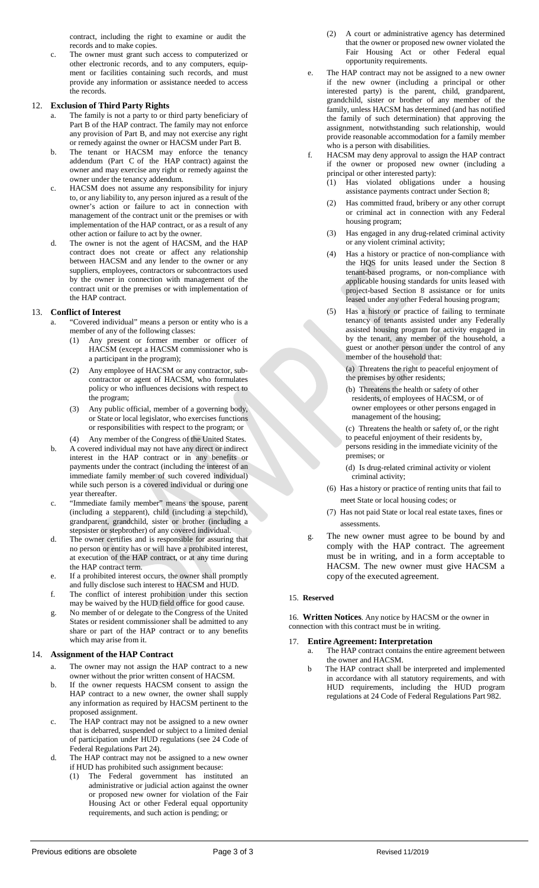contract, including the right to examine or audit the records and to make copies.

c. The owner must grant such access to computerized or other electronic records, and to any computers, equipment or facilities containing such records, and must provide any information or assistance needed to access the records.

12. **Exclusion of Third Party Rights**

   a. The family is not a party to or third party beneficiary of Part B of the HAP contract. The family may not enforce any provision of Part B, and may not exercise any right or remedy against the owner or HACSM under Part B.

   b. The tenant or HACSM may enforce the tenancy addendum (Part C of the HAP contract) against the owner and may exercise any right or remedy against the owner under the tenancy addendum.

   c. HACSM does not assume any responsibility for injury to, or any liability to, any person injured as a result of the owner's action or failure to act in connection with management of the contract unit or the premises or with implementation of the HAP contract, or as a result of any other action or failure to act by the owner.

   d. The owner is not the agent of HACSM, and the HAP contract does not create or affect any relationship between HACSM and any lender to the owner or any suppliers, employees, contractors or subcontractors used by the owner in connection with management of the contract unit or the premises or with implementation of the HAP contract.

13. **Conflict of Interest**

   a. "Covered individual" means a person or entity who is a member of any of the following classes:

      (1) Any present or former member or officer of HACSM (except a HACSM commissioner who is a participant in the program);

      (2) Any employee of HACSM or any contractor, sub-contractor or agent of HACSM, who formulates policy or who influences decisions with respect to the program;

      (3) Any public official, member of a governing body, or State or local legislator, who exercises functions or responsibilities with respect to the program; or

      (4) Any member of the Congress of the United States.

   b. A covered individual may not have any direct or indirect interest in the HAP contract or in any benefits or payments under the contract (including the interest of an immediate family member of such covered individual) while such person is a covered individual or during one year thereafter.

   c. "Immediate family member" means the spouse, parent (including a stepparent), child (including a stepchild), grandparent, grandchild, sister or brother (including a stepsister or stepbrother) of any covered individual.

   d. The owner certifies and is responsible for assuring that no person or entity has or will have a prohibited interest, at execution of the HAP contract, or at any time during the HAP contract term.

   e. If a prohibited interest occurs, the owner shall promptly and fully disclose such interest to HACSM and HUD.

   f. The conflict of interest prohibition under this section may be waived by the HUD field office for good cause.

   g. No member of or delegate to the Congress of the United States or resident commissioner shall be admitted to any share or part of the HAP contract or to any benefits which may arise from it.

14. **Assignment of the HAP Contract**

   a. The owner may not assign the HAP contract to a new owner without the prior written consent of HACSM.

   b. If the owner requests HACSM consent to assign the HAP contract to a new owner, the owner shall supply any information as required by HACSM pertinent to the proposed assignment.

   c. The HAP contract may not be assigned to a new owner that is debarred, suspended or subject to a limited denial of participation under HUD regulations (see 24 Code of Federal Regulations Part 24).

   d. The HAP contract may not be assigned to a new owner if HUD has prohibited such assignment because:

      (1) The Federal government has instituted an administrative or judicial action against the owner or proposed new owner for violation of the Fair Housing Act or other Federal equal opportunity requirements, and such action is pending; or

      (2) A court or administrative agency has determined that the owner or proposed new owner violated the Fair Housing Act or other Federal equal opportunity requirements.

   e. The HAP contract may not be assigned to a new owner if the new owner (including a principal or other interested party) is the parent, child, grandparent, grandchild, sister or brother of any member of the family, unless HACSM has determined (and has notified the family of such determination) that approving the assignment, notwithstanding such relationship, would provide reasonable accommodation for a family member who is a person with disabilities.

   f. HACSM may deny approval to assign the HAP contract if the owner or proposed new owner (including a principal or other interested party):

      (1) Has violated obligations under a housing assistance payments contract under Section 8;

      (2) Has committed fraud, bribery or any other corrupt or criminal act in connection with any Federal housing program;

      (3) Has engaged in any drug-related criminal activity or any violent criminal activity;

      (4) Has a history or practice of non-compliance with the HQS for units leased under the Section 8 tenant-based programs, or non-compliance with applicable housing standards for units leased with project-based Section 8 assistance or for units leased under any other Federal housing program;

      (5) Has a history or practice of failing to terminate tenancy of tenants assisted under any Federally assisted housing program for activity engaged in by the tenant, any member of the household, a guest or another person under the control of any member of the household that:

         (a) Threatens the right to peaceful enjoyment of the premises by other residents;

         (b) Threatens the health or safety of other residents, of employees of HACSM, or of owner employees or other persons engaged in management of the housing;

         (c) Threatens the health or safety of, or the right to peaceful enjoyment of their residents by, persons residing in the immediate vicinity of the premises; or

         (d) Is drug-related criminal activity or violent criminal activity;

      (6) Has a history or practice of renting units that fail to meet State or local housing codes; or

      (7) Has not paid State or local real estate taxes, fines or assessments.

   g. The new owner must agree to be bound by and comply with the HAP contract. The agreement must be in writing, and in a form acceptable to HACSM. The new owner must give HACSM a copy of the executed agreement.

15. **Reserved**

16. **Written Notices**. Any notice by HACSM or the owner in connection with this contract must be in writing.

17. **Entire Agreement: Interpretation**

   a. The HAP contract contains the entire agreement between the owner and HACSM.

   b The HAP contract shall be interpreted and implemented in accordance with all statutory requirements, and with HUD requirements, including the HUD program regulations at 24 Code of Federal Regulations Part 982.

Previous editions are obsolete

Revised 11/2019